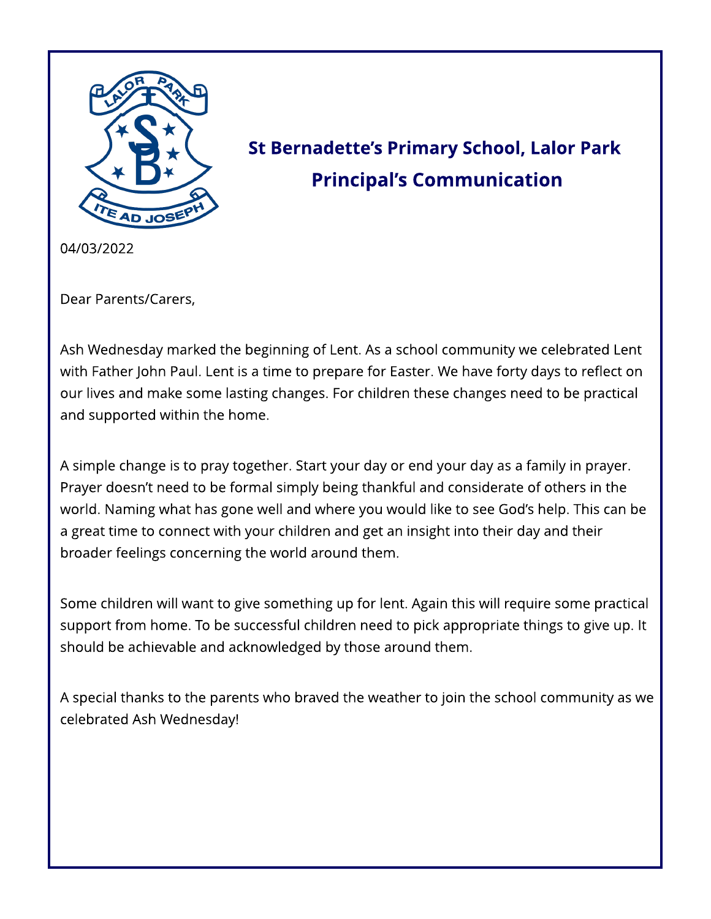# St Bernadette's Primary School, Lalor Park
## Principal's Communication

04/03/2022

Dear Parents/Carers,

Ash Wednesday marked the beginning of Lent. As a school community we celebrated Lent with Father John Paul. Lent is a time to prepare for Easter. We have forty days to reflect on our lives and make some lasting changes. For children these changes need to be practical and supported within the home.

A simple change is to pray together. Start your day or end your day as a family in prayer. Prayer doesn't need to be formal simply being thankful and considerate of others in the world. Naming what has gone well and where you would like to see God's help. This can be a great time to connect with your children and get an insight into their day and their broader feelings concerning the world around them.

Some children will want to give something up for lent. Again this will require some practical support from home. To be successful children need to pick appropriate things to give up. It should be achievable and acknowledged by those around them.

A special thanks to the parents who braved the weather to join the school community as we celebrated Ash Wednesday!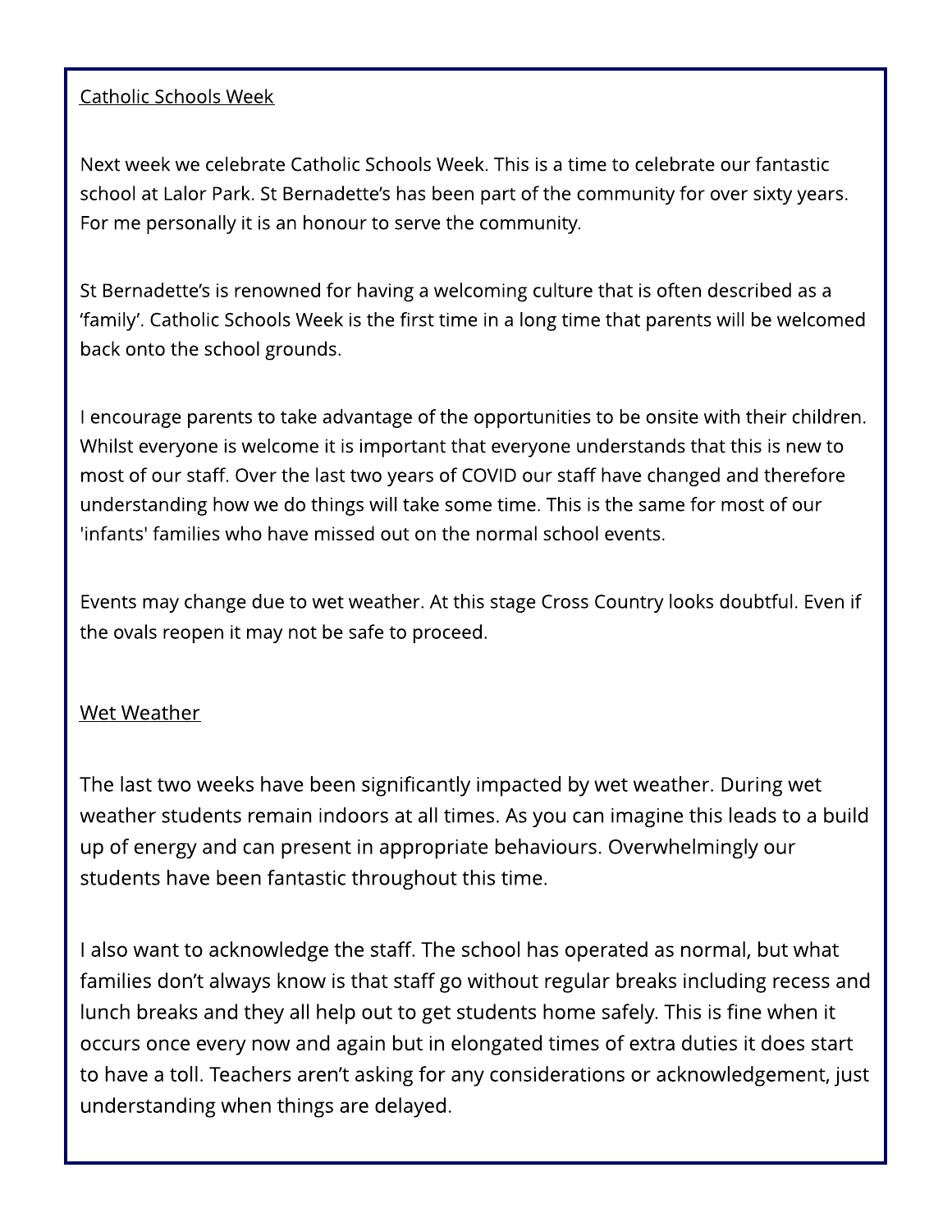## Catholic Schools Week

Next week we celebrate Catholic Schools Week. This is a time to celebrate our fantastic school at Lalor Park. St Bernadette's has been part of the community for over sixty years. For me personally it is an honour to serve the community.

St Bernadette's is renowned for having a welcoming culture that is often described as a 'family'. Catholic Schools Week is the first time in a long time that parents will be welcomed back onto the school grounds.

I encourage parents to take advantage of the opportunities to be onsite with their children. Whilst everyone is welcome it is important that everyone understands that this is new to most of our staff. Over the last two years of COVID our staff have changed and therefore understanding how we do things will take some time. This is the same for most of our 'infants' families who have missed out on the normal school events.

Events may change due to wet weather. At this stage Cross Country looks doubtful. Even if the ovals reopen it may not be safe to proceed.

## Wet Weather

The last two weeks have been significantly impacted by wet weather. During wet weather students remain indoors at all times. As you can imagine this leads to a build up of energy and can present in appropriate behaviours. Overwhelmingly our students have been fantastic throughout this time.

I also want to acknowledge the staff. The school has operated as normal, but what families don't always know is that staff go without regular breaks including recess and lunch breaks and they all help out to get students home safely. This is fine when it occurs once every now and again but in elongated times of extra duties it does start to have a toll. Teachers aren't asking for any considerations or acknowledgement, just understanding when things are delayed.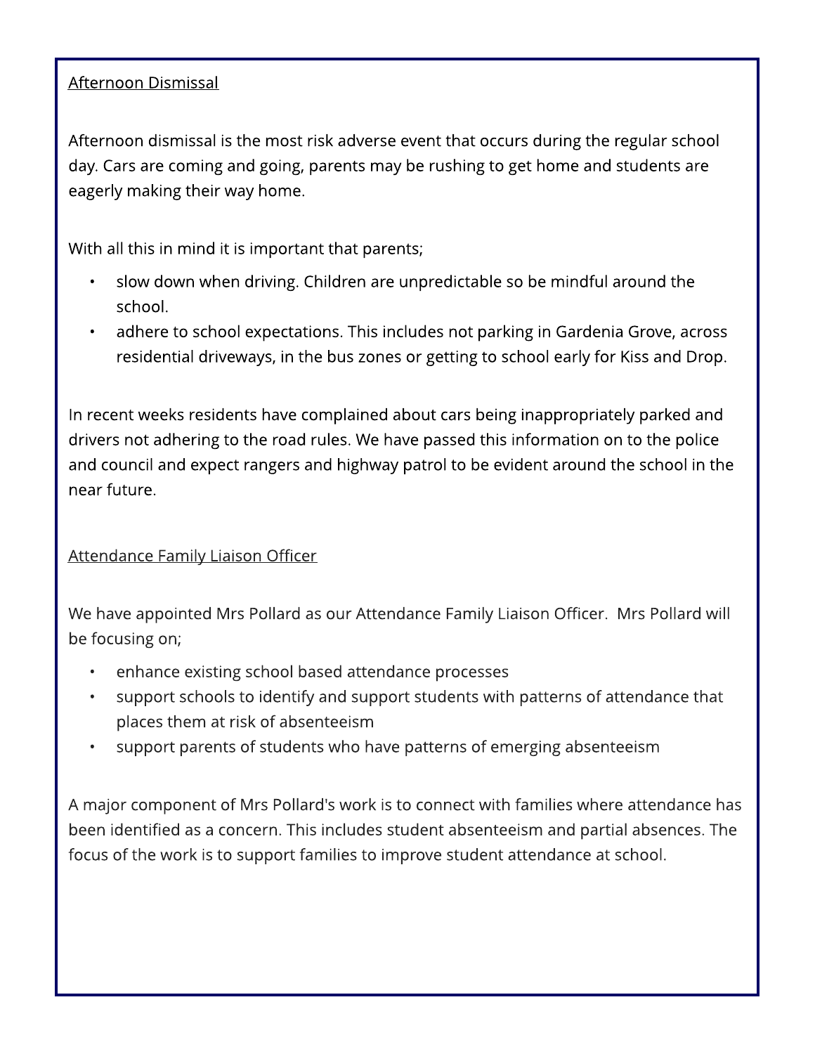## Afternoon Dismissal

Afternoon dismissal is the most risk adverse event that occurs during the regular school day. Cars are coming and going, parents may be rushing to get home and students are eagerly making their way home.

With all this in mind it is important that parents;

- slow down when driving. Children are unpredictable so be mindful around the school.
- adhere to school expectations. This includes not parking in Gardenia Grove, across residential driveways, in the bus zones or getting to school early for Kiss and Drop.

In recent weeks residents have complained about cars being inappropriately parked and drivers not adhering to the road rules. We have passed this information on to the police and council and expect rangers and highway patrol to be evident around the school in the near future.

## Attendance Family Liaison Officer

We have appointed Mrs Pollard as our Attendance Family Liaison Officer. Mrs Pollard will be focusing on;

- enhance existing school based attendance processes
- support schools to identify and support students with patterns of attendance that places them at risk of absenteeism
- support parents of students who have patterns of emerging absenteeism

A major component of Mrs Pollard's work is to connect with families where attendance has been identified as a concern. This includes student absenteeism and partial absences. The focus of the work is to support families to improve student attendance at school.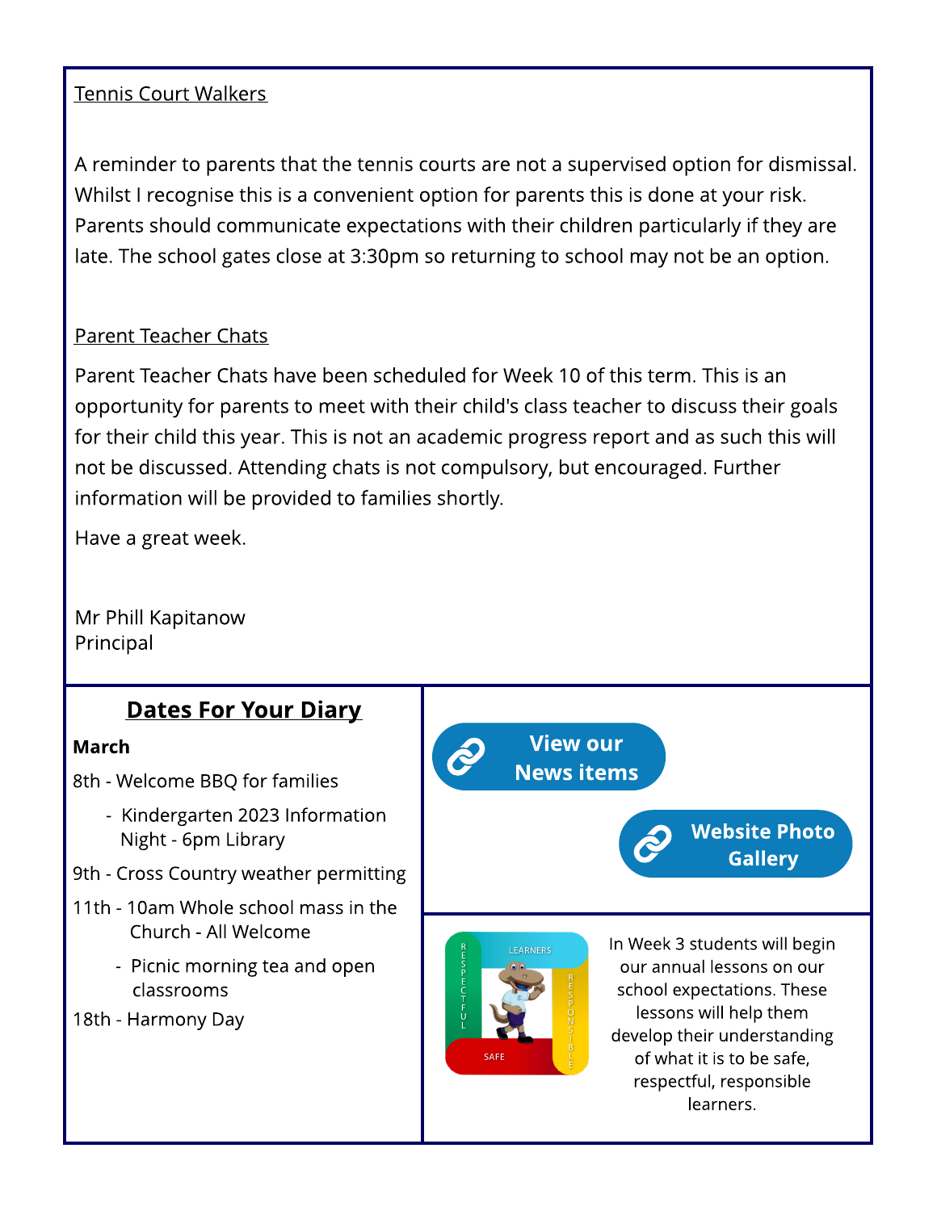Tennis Court Walkers

A reminder to parents that the tennis courts are not a supervised option for dismissal. Whilst I recognise this is a convenient option for parents this is done at your risk. Parents should communicate expectations with their children particularly if they are late. The school gates close at 3:30pm so returning to school may not be an option.

Parent Teacher Chats

Parent Teacher Chats have been scheduled for Week 10 of this term. This is an opportunity for parents to meet with their child's class teacher to discuss their goals for their child this year. This is not an academic progress report and as such this will not be discussed. Attending chats is not compulsory, but encouraged. Further information will be provided to families shortly.

Have a great week.

Mr Phill Kapitanow
Principal

## Dates For Your Diary

**March**

8th - Welcome BBQ for families

- Kindergarten 2023 Information Night - 6pm Library

9th - Cross Country weather permitting

11th - 10am Whole school mass in the Church - All Welcome

- Picnic morning tea and open classrooms

18th - Harmony Day

**View our News items**

**Website Photo Gallery**

RESPECTFUL LEARNERS RESPONSIBLE SAFE

In Week 3 students will begin our annual lessons on our school expectations. These lessons will help them develop their understanding of what it is to be safe, respectful, responsible learners.